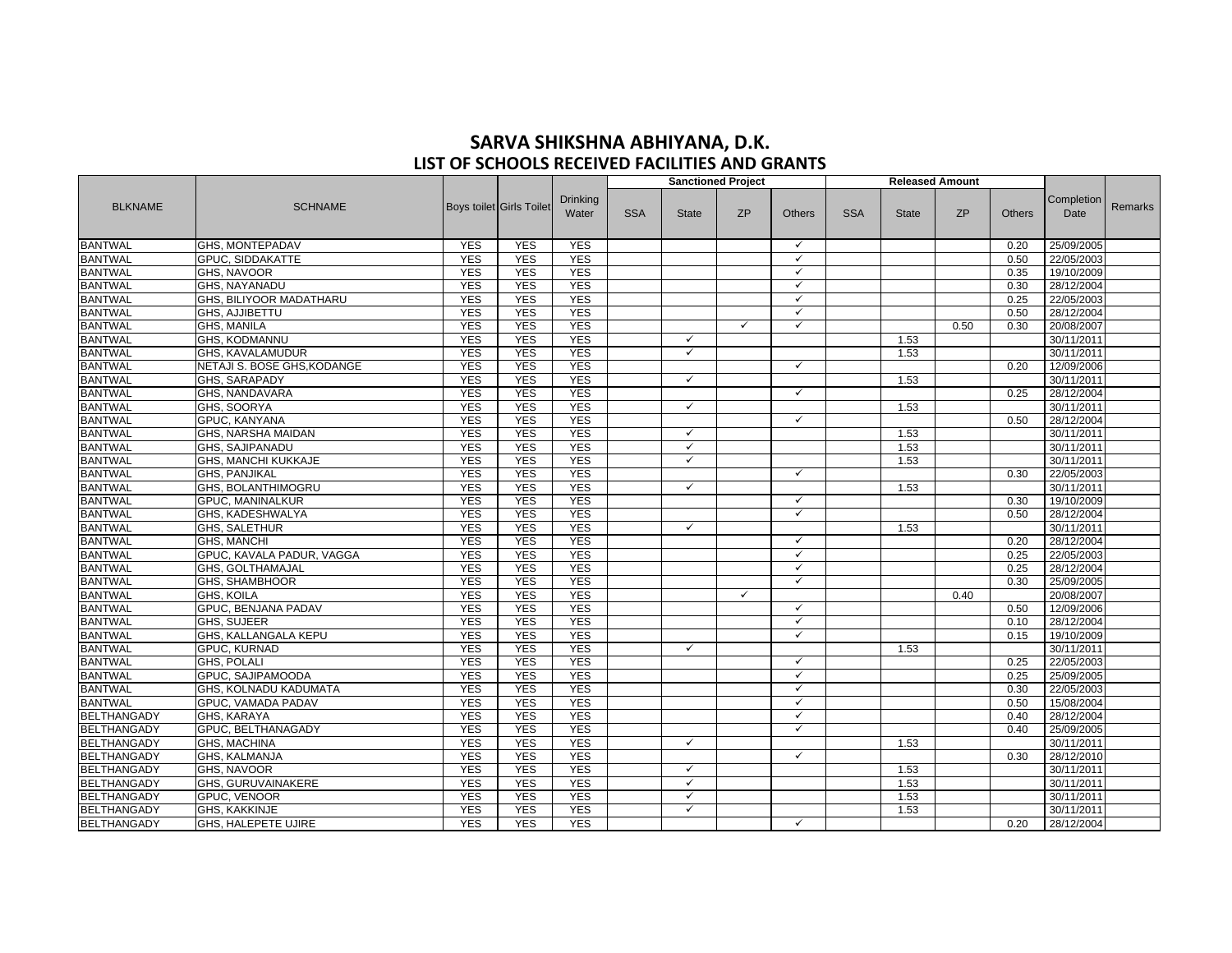# SARVA SHIKSHNA ABHIYANA, D.K.
## LIST OF SCHOOLS RECEIVED FACILITIES AND GRANTS

| BLKNAME | SCHNAME | Boys toilet | Girls Toilet | Drinking Water | Sanctioned Project | | | | Released Amount | | | | Completion Date | Remarks |
|---|---|---|---|---|---|---|---|---|---|---|---|---|---|---|
| | | | | | SSA | State | ZP | Others | SSA | State | ZP | Others | | |
| BANTWAL | GHS, MONTEPADAV | YES | YES | YES | | | | ✓ | | | | 0.20 | 25/09/2005 | |
| BANTWAL | GPUC, SIDDAKATTE | YES | YES | YES | | | | ✓ | | | | 0.50 | 22/05/2003 | |
| BANTWAL | GHS, NAVOOR | YES | YES | YES | | | | ✓ | | | | 0.35 | 19/10/2009 | |
| BANTWAL | GHS, NAYANADU | YES | YES | YES | | | | ✓ | | | | 0.30 | 28/12/2004 | |
| BANTWAL | GHS, BILIYOOR MADATHARU | YES | YES | YES | | | | ✓ | | | | 0.25 | 22/05/2003 | |
| BANTWAL | GHS, AJJIBETTU | YES | YES | YES | | | | ✓ | | | | 0.50 | 28/12/2004 | |
| BANTWAL | GHS, MANILA | YES | YES | YES | | | ✓ | ✓ | | | 0.50 | 0.30 | 20/08/2007 | |
| BANTWAL | GHS, KODMANNU | YES | YES | YES | | ✓ | | | | 1.53 | | | 30/11/2011 | |
| BANTWAL | GHS, KAVALAMUDUR | YES | YES | YES | | ✓ | | | | 1.53 | | | 30/11/2011 | |
| BANTWAL | NETAJI S. BOSE GHS,KODANGE | YES | YES | YES | | | | ✓ | | | | 0.20 | 12/09/2006 | |
| BANTWAL | GHS, SARAPADY | YES | YES | YES | | ✓ | | | | 1.53 | | | 30/11/2011 | |
| BANTWAL | GHS, NANDAVARA | YES | YES | YES | | | | ✓ | | | | 0.25 | 28/12/2004 | |
| BANTWAL | GHS, SOORYA | YES | YES | YES | | ✓ | | | | 1.53 | | | 30/11/2011 | |
| BANTWAL | GPUC, KANYANA | YES | YES | YES | | | | ✓ | | | | 0.50 | 28/12/2004 | |
| BANTWAL | GHS, NARSHA MAIDAN | YES | YES | YES | | ✓ | | | | 1.53 | | | 30/11/2011 | |
| BANTWAL | GHS, SAJIPANADU | YES | YES | YES | | ✓ | | | | 1.53 | | | 30/11/2011 | |
| BANTWAL | GHS, MANCHI KUKKAJE | YES | YES | YES | | ✓ | | | | 1.53 | | | 30/11/2011 | |
| BANTWAL | GHS, PANJIKAL | YES | YES | YES | | | | ✓ | | | | 0.30 | 22/05/2003 | |
| BANTWAL | GHS, BOLANTHIMOGRU | YES | YES | YES | | ✓ | | | | 1.53 | | | 30/11/2011 | |
| BANTWAL | GPUC, MANINALKUR | YES | YES | YES | | | | ✓ | | | | 0.30 | 19/10/2009 | |
| BANTWAL | GHS, KADESHWALYA | YES | YES | YES | | | | ✓ | | | | 0.50 | 28/12/2004 | |
| BANTWAL | GHS, SALETHUR | YES | YES | YES | | ✓ | | | | 1.53 | | | 30/11/2011 | |
| BANTWAL | GHS, MANCHI | YES | YES | YES | | | | ✓ | | | | 0.20 | 28/12/2004 | |
| BANTWAL | GPUC, KAVALA PADUR, VAGGA | YES | YES | YES | | | | ✓ | | | | 0.25 | 22/05/2003 | |
| BANTWAL | GHS, GOLTHAMAJAL | YES | YES | YES | | | | ✓ | | | | 0.25 | 28/12/2004 | |
| BANTWAL | GHS, SHAMBHOOR | YES | YES | YES | | | | ✓ | | | | 0.30 | 25/09/2005 | |
| BANTWAL | GHS, KOILA | YES | YES | YES | | | ✓ | | | | 0.40 | | 20/08/2007 | |
| BANTWAL | GPUC, BENJANA PADAV | YES | YES | YES | | | | ✓ | | | | 0.50 | 12/09/2006 | |
| BANTWAL | GHS, SUJEER | YES | YES | YES | | | | ✓ | | | | 0.10 | 28/12/2004 | |
| BANTWAL | GHS, KALLANGALA KEPU | YES | YES | YES | | | | ✓ | | | | 0.15 | 19/10/2009 | |
| BANTWAL | GPUC, KURNAD | YES | YES | YES | | ✓ | | | | 1.53 | | | 30/11/2011 | |
| BANTWAL | GHS, POLALI | YES | YES | YES | | | | ✓ | | | | 0.25 | 22/05/2003 | |
| BANTWAL | GPUC, SAJIPAMOODA | YES | YES | YES | | | | ✓ | | | | 0.25 | 25/09/2005 | |
| BANTWAL | GHS, KOLNADU KADUMATA | YES | YES | YES | | | | ✓ | | | | 0.30 | 22/05/2003 | |
| BANTWAL | GPUC, VAMADA PADAV | YES | YES | YES | | | | ✓ | | | | 0.50 | 15/08/2004 | |
| BELTHANGADY | GHS, KARAYA | YES | YES | YES | | | | ✓ | | | | 0.40 | 28/12/2004 | |
| BELTHANGADY | GPUC, BELTHANAGADY | YES | YES | YES | | | | ✓ | | | | 0.40 | 25/09/2005 | |
| BELTHANGADY | GHS, MACHINA | YES | YES | YES | | ✓ | | | | 1.53 | | | 30/11/2011 | |
| BELTHANGADY | GHS, KALMANJA | YES | YES | YES | | | | ✓ | | | | 0.30 | 28/12/2010 | |
| BELTHANGADY | GHS, NAVOOR | YES | YES | YES | | ✓ | | | | 1.53 | | | 30/11/2011 | |
| BELTHANGADY | GHS, GURUVAINAKERE | YES | YES | YES | | ✓ | | | | 1.53 | | | 30/11/2011 | |
| BELTHANGADY | GPUC, VENOOR | YES | YES | YES | | ✓ | | | | 1.53 | | | 30/11/2011 | |
| BELTHANGADY | GHS, KAKKINJE | YES | YES | YES | | ✓ | | | | 1.53 | | | 30/11/2011 | |
| BELTHANGADY | GHS, HALEPETE UJIRE | YES | YES | YES | | | | ✓ | | | | 0.20 | 28/12/2004 | |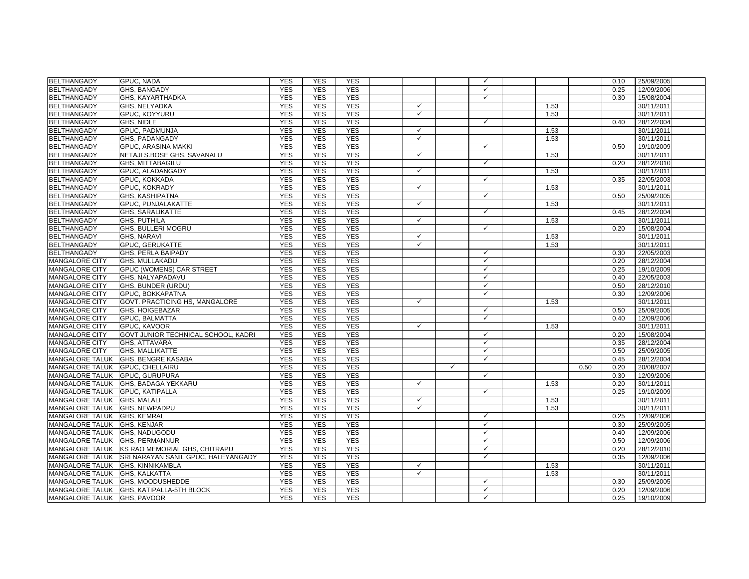| | | | | | | | | | | | | | | |
|---|---|---|---|---|---|---|---|---|---|---|---|---|---|---|
| BELTHANGADY | GPUC, NADA | YES | YES | YES | | | | ✓ | | | | 0.10 | 25/09/2005 | |
| BELTHANGADY | GHS, BANGADY | YES | YES | YES | | | | ✓ | | | | 0.25 | 12/09/2006 | |
| BELTHANGADY | GHS, KAYARTHADKA | YES | YES | YES | | | | ✓ | | | | 0.30 | 15/08/2004 | |
| BELTHANGADY | GHS, NELYADKA | YES | YES | YES | | ✓ | | | | 1.53 | | | 30/11/2011 | |
| BELTHANGADY | GPUC, KOYYURU | YES | YES | YES | | ✓ | | | | 1.53 | | | 30/11/2011 | |
| BELTHANGADY | GHS, NIDLE | YES | YES | YES | | | | ✓ | | | | 0.40 | 28/12/2004 | |
| BELTHANGADY | GPUC, PADMUNJA | YES | YES | YES | | ✓ | | | | 1.53 | | | 30/11/2011 | |
| BELTHANGADY | GHS, PADANGADY | YES | YES | YES | | ✓ | | | | 1.53 | | | 30/11/2011 | |
| BELTHANGADY | GPUC, ARASINA MAKKI | YES | YES | YES | | | | ✓ | | | | 0.50 | 19/10/2009 | |
| BELTHANGADY | NETAJI S.BOSE GHS, SAVANALU | YES | YES | YES | | ✓ | | | | 1.53 | | | 30/11/2011 | |
| BELTHANGADY | GHS, MITTABAGILU | YES | YES | YES | | | | ✓ | | | | 0.20 | 28/12/2010 | |
| BELTHANGADY | GPUC, ALADANGADY | YES | YES | YES | | ✓ | | | | 1.53 | | | 30/11/2011 | |
| BELTHANGADY | GPUC, KOKKADA | YES | YES | YES | | | | ✓ | | | | 0.35 | 22/05/2003 | |
| BELTHANGADY | GPUC, KOKRADY | YES | YES | YES | | ✓ | | | | 1.53 | | | 30/11/2011 | |
| BELTHANGADY | GHS, KASHIPATNA | YES | YES | YES | | | | ✓ | | | | 0.50 | 25/09/2005 | |
| BELTHANGADY | GPUC, PUNJALAKATTE | YES | YES | YES | | ✓ | | | | 1.53 | | | 30/11/2011 | |
| BELTHANGADY | GHS, SARALIKATTE | YES | YES | YES | | | | ✓ | | | | 0.45 | 28/12/2004 | |
| BELTHANGADY | GHS, PUTHILA | YES | YES | YES | | ✓ | | | | 1.53 | | | 30/11/2011 | |
| BELTHANGADY | GHS, BULLERI MOGRU | YES | YES | YES | | | | ✓ | | | | 0.20 | 15/08/2004 | |
| BELTHANGADY | GHS, NARAVI | YES | YES | YES | | ✓ | | | | 1.53 | | | 30/11/2011 | |
| BELTHANGADY | GPUC, GERUKATTE | YES | YES | YES | | ✓ | | | | 1.53 | | | 30/11/2011 | |
| BELTHANGADY | GHS, PERLA BAIPADY | YES | YES | YES | | | | ✓ | | | | 0.30 | 22/05/2003 | |
| MANGALORE CITY | GHS, MULLAKADU | YES | YES | YES | | | | ✓ | | | | 0.20 | 28/12/2004 | |
| MANGALORE CITY | GPUC (WOMENS) CAR STREET | YES | YES | YES | | | | ✓ | | | | 0.25 | 19/10/2009 | |
| MANGALORE CITY | GHS, NALYAPADAVU | YES | YES | YES | | | | ✓ | | | | 0.40 | 22/05/2003 | |
| MANGALORE CITY | GHS, BUNDER (URDU) | YES | YES | YES | | | | ✓ | | | | 0.50 | 28/12/2010 | |
| MANGALORE CITY | GPUC, BOKKAPATNA | YES | YES | YES | | | | ✓ | | | | 0.30 | 12/09/2006 | |
| MANGALORE CITY | GOVT. PRACTICING HS, MANGALORE | YES | YES | YES | | ✓ | | | | 1.53 | | | 30/11/2011 | |
| MANGALORE CITY | GHS, HOIGEBAZAR | YES | YES | YES | | | | ✓ | | | | 0.50 | 25/09/2005 | |
| MANGALORE CITY | GPUC, BALMATTA | YES | YES | YES | | | | ✓ | | | | 0.40 | 12/09/2006 | |
| MANGALORE CITY | GPUC, KAVOOR | YES | YES | YES | | ✓ | | | | 1.53 | | | 30/11/2011 | |
| MANGALORE CITY | GOVT JUNIOR TECHNICAL SCHOOL, KADRI | YES | YES | YES | | | | ✓ | | | | 0.20 | 15/08/2004 | |
| MANGALORE CITY | GHS, ATTAVARA | YES | YES | YES | | | | ✓ | | | | 0.35 | 28/12/2004 | |
| MANGALORE CITY | GHS, MALLIKATTE | YES | YES | YES | | | | ✓ | | | | 0.50 | 25/09/2005 | |
| MANGALORE TALUK | GHS, BENGRE KASABA | YES | YES | YES | | | | ✓ | | | | 0.45 | 28/12/2004 | |
| MANGALORE TALUK | GPUC, CHELLAIRU | YES | YES | YES | | | ✓ | | | | 0.50 | 0.20 | 20/08/2007 | |
| MANGALORE TALUK | GPUC, GURUPURA | YES | YES | YES | | | | ✓ | | | | 0.30 | 12/09/2006 | |
| MANGALORE TALUK | GHS, BADAGA YEKKARU | YES | YES | YES | | ✓ | | | | 1.53 | | 0.20 | 30/11/2011 | |
| MANGALORE TALUK | GPUC, KATIPALLA | YES | YES | YES | | | | ✓ | | | | 0.25 | 19/10/2009 | |
| MANGALORE TALUK | GHS, MALALI | YES | YES | YES | | ✓ | | | | 1.53 | | | 30/11/2011 | |
| MANGALORE TALUK | GHS, NEWPADPU | YES | YES | YES | | ✓ | | | | 1.53 | | | 30/11/2011 | |
| MANGALORE TALUK | GHS, KEMRAL | YES | YES | YES | | | | ✓ | | | | 0.25 | 12/09/2006 | |
| MANGALORE TALUK | GHS, KENJAR | YES | YES | YES | | | | ✓ | | | | 0.30 | 25/09/2005 | |
| MANGALORE TALUK | GHS, NADUGODU | YES | YES | YES | | | | ✓ | | | | 0.40 | 12/09/2006 | |
| MANGALORE TALUK | GHS, PERMANNUR | YES | YES | YES | | | | ✓ | | | | 0.50 | 12/09/2006 | |
| MANGALORE TALUK | KS RAO MEMORIAL GHS, CHITRAPU | YES | YES | YES | | | | ✓ | | | | 0.20 | 28/12/2010 | |
| MANGALORE TALUK | SRI NARAYAN SANIL GPUC, HALEYANGADY | YES | YES | YES | | | | ✓ | | | | 0.35 | 12/09/2006 | |
| MANGALORE TALUK | GHS, KINNIKAMBLA | YES | YES | YES | | ✓ | | | | 1.53 | | | 30/11/2011 | |
| MANGALORE TALUK | GHS, KALKATTA | YES | YES | YES | | ✓ | | | | 1.53 | | | 30/11/2011 | |
| MANGALORE TALUK | GHS, MOODUSHEDDE | YES | YES | YES | | | | ✓ | | | | 0.30 | 25/09/2005 | |
| MANGALORE TALUK | GHS, KATIPALLA-5TH BLOCK | YES | YES | YES | | | | ✓ | | | | 0.20 | 12/09/2006 | |
| MANGALORE TALUK | GHS, PAVOOR | YES | YES | YES | | | | ✓ | | | | 0.25 | 19/10/2009 | |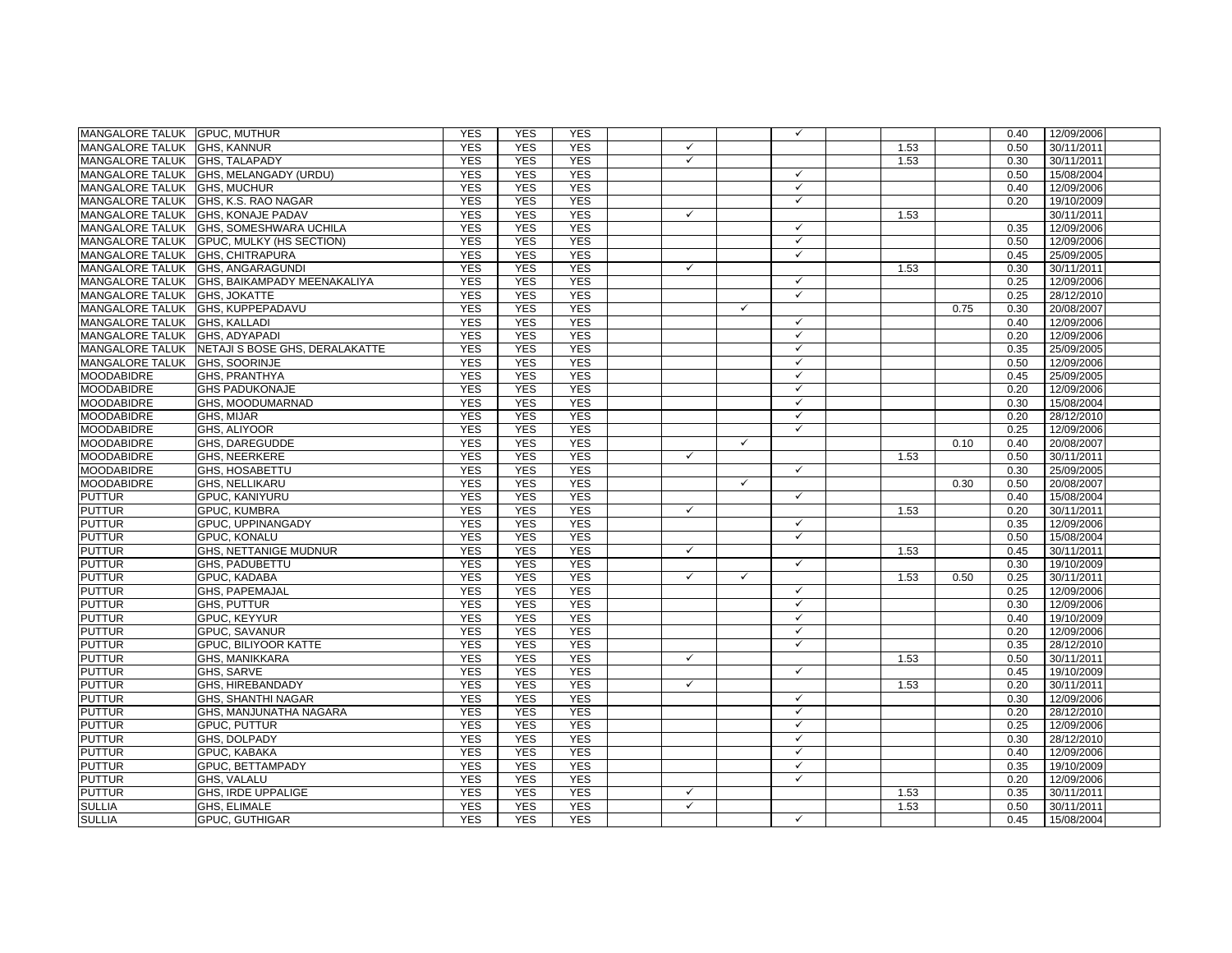| | | | | | | | | | | | | | | |
|---|---|---|---|---|---|---|---|---|---|---|---|---|---|---|
| MANGALORE TALUK | GPUC, MUTHUR | YES | YES | YES | | | | ✓ | | | | 0.40 | 12/09/2006 | |
| MANGALORE TALUK | GHS, KANNUR | YES | YES | YES | | ✓ | | | | 1.53 | | 0.50 | 30/11/2011 | |
| MANGALORE TALUK | GHS, TALAPADY | YES | YES | YES | | ✓ | | | | 1.53 | | 0.30 | 30/11/2011 | |
| MANGALORE TALUK | GHS, MELANGADY (URDU) | YES | YES | YES | | | | ✓ | | | | 0.50 | 15/08/2004 | |
| MANGALORE TALUK | GHS, MUCHUR | YES | YES | YES | | | | ✓ | | | | 0.40 | 12/09/2006 | |
| MANGALORE TALUK | GHS, K.S. RAO NAGAR | YES | YES | YES | | | | ✓ | | | | 0.20 | 19/10/2009 | |
| MANGALORE TALUK | GHS, KONAJE PADAV | YES | YES | YES | | ✓ | | | | 1.53 | | | 30/11/2011 | |
| MANGALORE TALUK | GHS, SOMESHWARA UCHILA | YES | YES | YES | | | | ✓ | | | | 0.35 | 12/09/2006 | |
| MANGALORE TALUK | GPUC, MULKY (HS SECTION) | YES | YES | YES | | | | ✓ | | | | 0.50 | 12/09/2006 | |
| MANGALORE TALUK | GHS, CHITRAPURA | YES | YES | YES | | | | ✓ | | | | 0.45 | 25/09/2005 | |
| MANGALORE TALUK | GHS, ANGARAGUNDI | YES | YES | YES | | ✓ | | | | 1.53 | | 0.30 | 30/11/2011 | |
| MANGALORE TALUK | GHS, BAIKAMPADY MEENAKALIYA | YES | YES | YES | | | | ✓ | | | | 0.25 | 12/09/2006 | |
| MANGALORE TALUK | GHS, JOKATTE | YES | YES | YES | | | | ✓ | | | | 0.25 | 28/12/2010 | |
| MANGALORE TALUK | GHS, KUPPEPADAVU | YES | YES | YES | | | ✓ | | | | 0.75 | 0.30 | 20/08/2007 | |
| MANGALORE TALUK | GHS, KALLADI | YES | YES | YES | | | | ✓ | | | | 0.40 | 12/09/2006 | |
| MANGALORE TALUK | GHS, ADYAPADI | YES | YES | YES | | | | ✓ | | | | 0.20 | 12/09/2006 | |
| MANGALORE TALUK | NETAJI S BOSE GHS, DERALAKATTE | YES | YES | YES | | | | ✓ | | | | 0.35 | 25/09/2005 | |
| MANGALORE TALUK | GHS, SOORINJE | YES | YES | YES | | | | ✓ | | | | 0.50 | 12/09/2006 | |
| MOODABIDRE | GHS, PRANTHYA | YES | YES | YES | | | | ✓ | | | | 0.45 | 25/09/2005 | |
| MOODABIDRE | GHS PADUKONAJE | YES | YES | YES | | | | ✓ | | | | 0.20 | 12/09/2006 | |
| MOODABIDRE | GHS, MOODUMARNAD | YES | YES | YES | | | | ✓ | | | | 0.30 | 15/08/2004 | |
| MOODABIDRE | GHS, MIJAR | YES | YES | YES | | | | ✓ | | | | 0.20 | 28/12/2010 | |
| MOODABIDRE | GHS, ALIYOOR | YES | YES | YES | | | | ✓ | | | | 0.25 | 12/09/2006 | |
| MOODABIDRE | GHS, DAREGUDDE | YES | YES | YES | | | ✓ | | | | 0.10 | 0.40 | 20/08/2007 | |
| MOODABIDRE | GHS, NEERKERE | YES | YES | YES | | ✓ | | | | 1.53 | | 0.50 | 30/11/2011 | |
| MOODABIDRE | GHS, HOSABETTU | YES | YES | YES | | | | ✓ | | | | 0.30 | 25/09/2005 | |
| MOODABIDRE | GHS, NELLIKARU | YES | YES | YES | | | ✓ | | | | 0.30 | 0.50 | 20/08/2007 | |
| PUTTUR | GPUC, KANIYURU | YES | YES | YES | | | | ✓ | | | | 0.40 | 15/08/2004 | |
| PUTTUR | GPUC, KUMBRA | YES | YES | YES | | ✓ | | | | 1.53 | | 0.20 | 30/11/2011 | |
| PUTTUR | GPUC, UPPINANGADY | YES | YES | YES | | | | ✓ | | | | 0.35 | 12/09/2006 | |
| PUTTUR | GPUC, KONALU | YES | YES | YES | | | | ✓ | | | | 0.50 | 15/08/2004 | |
| PUTTUR | GHS, NETTANIGE MUDNUR | YES | YES | YES | | ✓ | | | | 1.53 | | 0.45 | 30/11/2011 | |
| PUTTUR | GHS, PADUBETTU | YES | YES | YES | | | | ✓ | | | | 0.30 | 19/10/2009 | |
| PUTTUR | GPUC, KADABA | YES | YES | YES | | ✓ | ✓ | | | 1.53 | 0.50 | 0.25 | 30/11/2011 | |
| PUTTUR | GHS, PAPEMAJAL | YES | YES | YES | | | | ✓ | | | | 0.25 | 12/09/2006 | |
| PUTTUR | GHS, PUTTUR | YES | YES | YES | | | | ✓ | | | | 0.30 | 12/09/2006 | |
| PUTTUR | GPUC, KEYYUR | YES | YES | YES | | | | ✓ | | | | 0.40 | 19/10/2009 | |
| PUTTUR | GPUC, SAVANUR | YES | YES | YES | | | | ✓ | | | | 0.20 | 12/09/2006 | |
| PUTTUR | GPUC, BILIYOOR KATTE | YES | YES | YES | | | | ✓ | | | | 0.35 | 28/12/2010 | |
| PUTTUR | GHS, MANIKKARA | YES | YES | YES | | ✓ | | | | 1.53 | | 0.50 | 30/11/2011 | |
| PUTTUR | GHS, SARVE | YES | YES | YES | | | | ✓ | | | | 0.45 | 19/10/2009 | |
| PUTTUR | GHS, HIREBANDADY | YES | YES | YES | | ✓ | | | | 1.53 | | 0.20 | 30/11/2011 | |
| PUTTUR | GHS, SHANTHI NAGAR | YES | YES | YES | | | | ✓ | | | | 0.30 | 12/09/2006 | |
| PUTTUR | GHS, MANJUNATHA NAGARA | YES | YES | YES | | | | ✓ | | | | 0.20 | 28/12/2010 | |
| PUTTUR | GPUC, PUTTUR | YES | YES | YES | | | | ✓ | | | | 0.25 | 12/09/2006 | |
| PUTTUR | GHS, DOLPADY | YES | YES | YES | | | | ✓ | | | | 0.30 | 28/12/2010 | |
| PUTTUR | GPUC, KABAKA | YES | YES | YES | | | | ✓ | | | | 0.40 | 12/09/2006 | |
| PUTTUR | GPUC, BETTAMPADY | YES | YES | YES | | | | ✓ | | | | 0.35 | 19/10/2009 | |
| PUTTUR | GHS, VALALU | YES | YES | YES | | | | ✓ | | | | 0.20 | 12/09/2006 | |
| PUTTUR | GHS, IRDE UPPALIGE | YES | YES | YES | | ✓ | | | | 1.53 | | 0.35 | 30/11/2011 | |
| SULLIA | GHS, ELIMALE | YES | YES | YES | | ✓ | | | | 1.53 | | 0.50 | 30/11/2011 | |
| SULLIA | GPUC, GUTHIGAR | YES | YES | YES | | | | ✓ | | | | 0.45 | 15/08/2004 | |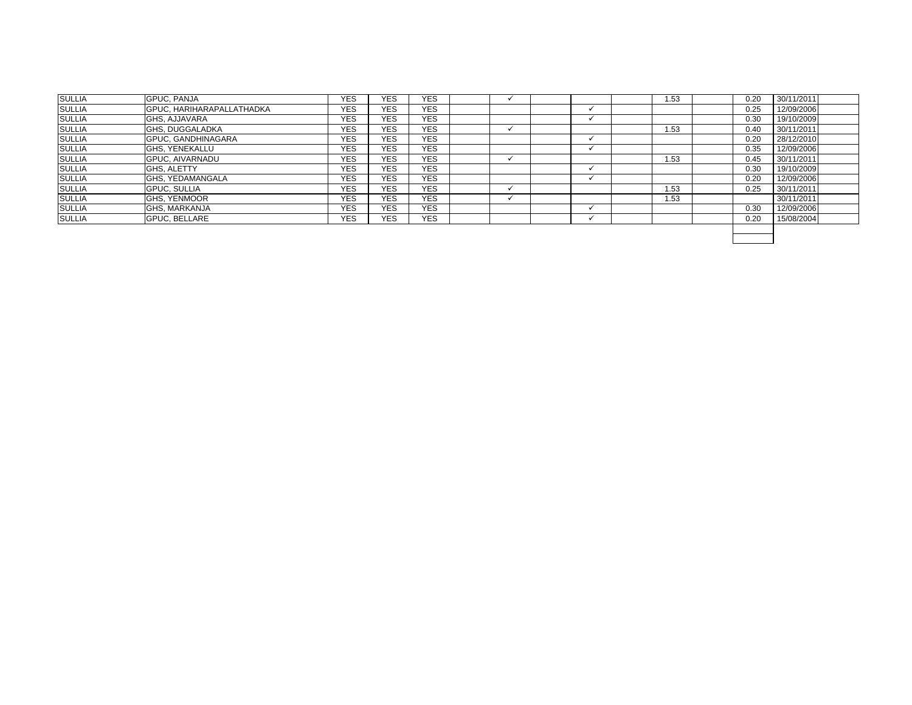| | | | | | | | | | | | | | | |
|---|---|---|---|---|---|---|---|---|---|---|---|---|---|---|
| SULLIA | GPUC, PANJA | YES | YES | YES | | ✓ | | | | 1.53 | | 0.20 | 30/11/2011 | |
| SULLIA | GPUC, HARIHARAPALLATHADKA | YES | YES | YES | | | | ✓ | | | | 0.25 | 12/09/2006 | |
| SULLIA | GHS, AJJAVARA | YES | YES | YES | | | | ✓ | | | | 0.30 | 19/10/2009 | |
| SULLIA | GHS, DUGGALADKA | YES | YES | YES | | ✓ | | | | 1.53 | | 0.40 | 30/11/2011 | |
| SULLIA | GPUC, GANDHINAGARA | YES | YES | YES | | | | ✓ | | | | 0.20 | 28/12/2010 | |
| SULLIA | GHS, YENEKALLU | YES | YES | YES | | | | ✓ | | | | 0.35 | 12/09/2006 | |
| SULLIA | GPUC, AIVARNADU | YES | YES | YES | | ✓ | | | | 1.53 | | 0.45 | 30/11/2011 | |
| SULLIA | GHS, ALETTY | YES | YES | YES | | | | ✓ | | | | 0.30 | 19/10/2009 | |
| SULLIA | GHS, YEDAMANGALA | YES | YES | YES | | | | ✓ | | | | 0.20 | 12/09/2006 | |
| SULLIA | GPUC, SULLIA | YES | YES | YES | | ✓ | | | | 1.53 | | 0.25 | 30/11/2011 | |
| SULLIA | GHS, YENMOOR | YES | YES | YES | | ✓ | | | | 1.53 | | | 30/11/2011 | |
| SULLIA | GHS, MARKANJA | YES | YES | YES | | | | ✓ | | | | 0.30 | 12/09/2006 | |
| SULLIA | GPUC, BELLARE | YES | YES | YES | | | | ✓ | | | | 0.20 | 15/08/2004 | |